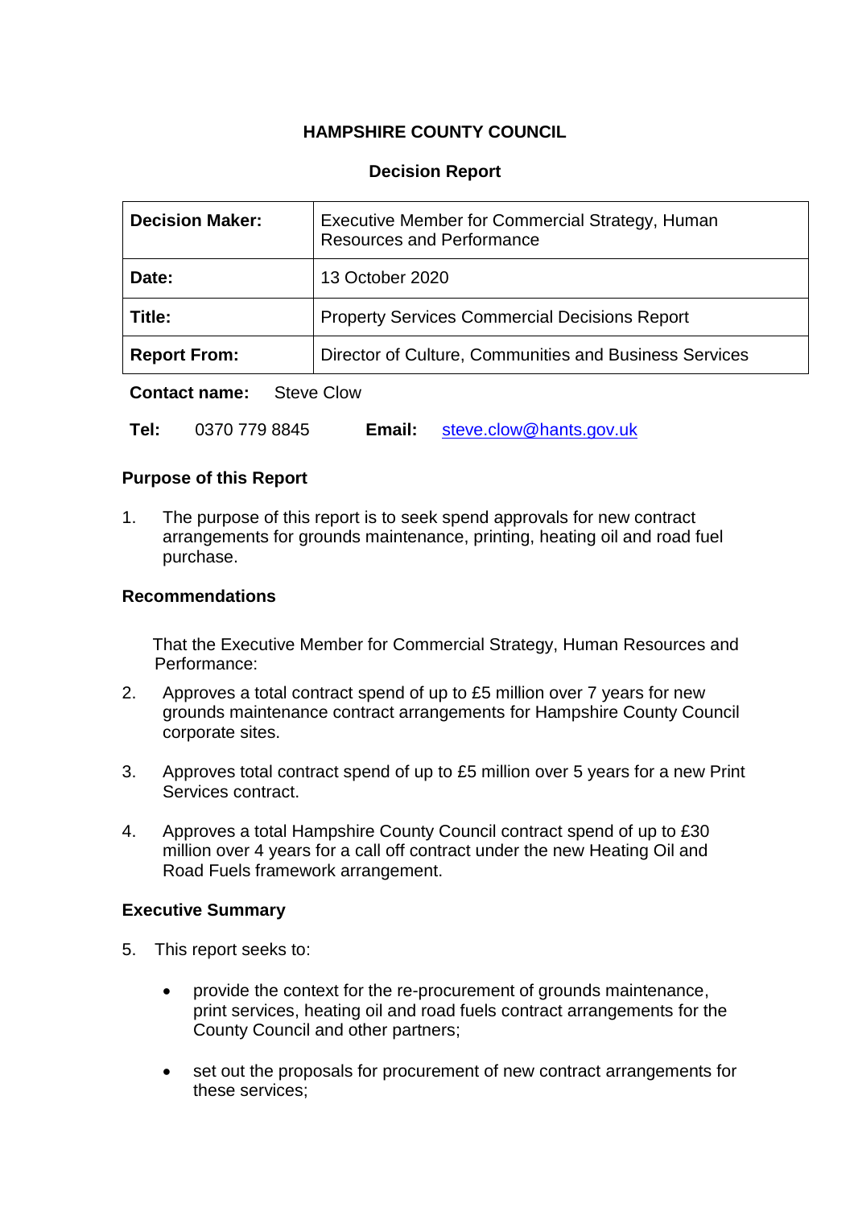# HAMPSHIRE COUNTY COUNCIL

## Decision Report

| **Decision Maker:** | Executive Member for Commercial Strategy, Human Resources and Performance |
|---|---|
| **Date:** | 13 October 2020 |
| **Title:** | Property Services Commercial Decisions Report |
| **Report From:** | Director of Culture, Communities and Business Services |

**Contact name:** Steve Clow

**Tel:** 0370 779 8845 **Email:** steve.clow@hants.gov.uk

### Purpose of this Report

1. The purpose of this report is to seek spend approvals for new contract arrangements for grounds maintenance, printing, heating oil and road fuel purchase.

### Recommendations

That the Executive Member for Commercial Strategy, Human Resources and Performance:

2. Approves a total contract spend of up to £5 million over 7 years for new grounds maintenance contract arrangements for Hampshire County Council corporate sites.

3. Approves total contract spend of up to £5 million over 5 years for a new Print Services contract.

4. Approves a total Hampshire County Council contract spend of up to £30 million over 4 years for a call off contract under the new Heating Oil and Road Fuels framework arrangement.

### Executive Summary

5. This report seeks to:

- provide the context for the re-procurement of grounds maintenance, print services, heating oil and road fuels contract arrangements for the County Council and other partners;

- set out the proposals for procurement of new contract arrangements for these services;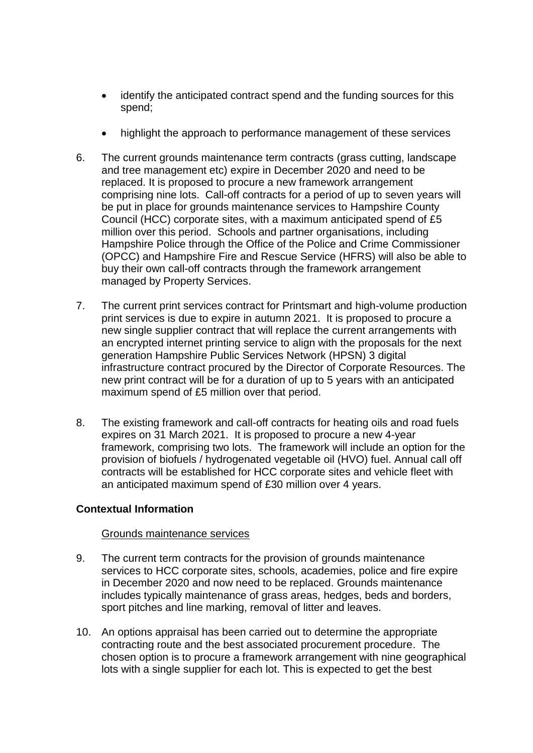- identify the anticipated contract spend and the funding sources for this spend;

- highlight the approach to performance management of these services

6. The current grounds maintenance term contracts (grass cutting, landscape and tree management etc) expire in December 2020 and need to be replaced. It is proposed to procure a new framework arrangement comprising nine lots. Call-off contracts for a period of up to seven years will be put in place for grounds maintenance services to Hampshire County Council (HCC) corporate sites, with a maximum anticipated spend of £5 million over this period. Schools and partner organisations, including Hampshire Police through the Office of the Police and Crime Commissioner (OPCC) and Hampshire Fire and Rescue Service (HFRS) will also be able to buy their own call-off contracts through the framework arrangement managed by Property Services.

7. The current print services contract for Printsmart and high-volume production print services is due to expire in autumn 2021. It is proposed to procure a new single supplier contract that will replace the current arrangements with an encrypted internet printing service to align with the proposals for the next generation Hampshire Public Services Network (HPSN) 3 digital infrastructure contract procured by the Director of Corporate Resources. The new print contract will be for a duration of up to 5 years with an anticipated maximum spend of £5 million over that period.

8. The existing framework and call-off contracts for heating oils and road fuels expires on 31 March 2021. It is proposed to procure a new 4-year framework, comprising two lots. The framework will include an option for the provision of biofuels / hydrogenated vegetable oil (HVO) fuel. Annual call off contracts will be established for HCC corporate sites and vehicle fleet with an anticipated maximum spend of £30 million over 4 years.

**Contextual Information**

Grounds maintenance services

9. The current term contracts for the provision of grounds maintenance services to HCC corporate sites, schools, academies, police and fire expire in December 2020 and now need to be replaced. Grounds maintenance includes typically maintenance of grass areas, hedges, beds and borders, sport pitches and line marking, removal of litter and leaves.

10. An options appraisal has been carried out to determine the appropriate contracting route and the best associated procurement procedure. The chosen option is to procure a framework arrangement with nine geographical lots with a single supplier for each lot. This is expected to get the best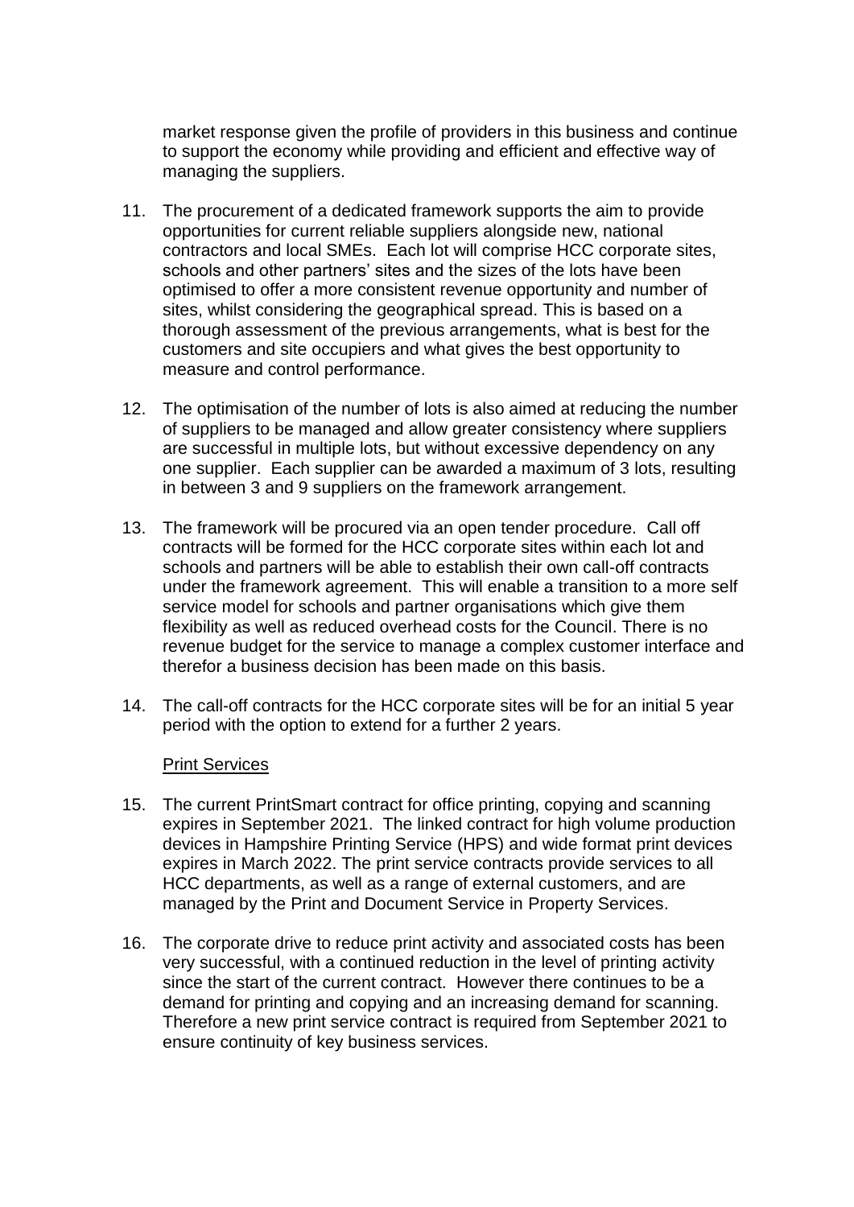market response given the profile of providers in this business and continue to support the economy while providing and efficient and effective way of managing the suppliers.

11. The procurement of a dedicated framework supports the aim to provide opportunities for current reliable suppliers alongside new, national contractors and local SMEs. Each lot will comprise HCC corporate sites, schools and other partners' sites and the sizes of the lots have been optimised to offer a more consistent revenue opportunity and number of sites, whilst considering the geographical spread. This is based on a thorough assessment of the previous arrangements, what is best for the customers and site occupiers and what gives the best opportunity to measure and control performance.

12. The optimisation of the number of lots is also aimed at reducing the number of suppliers to be managed and allow greater consistency where suppliers are successful in multiple lots, but without excessive dependency on any one supplier. Each supplier can be awarded a maximum of 3 lots, resulting in between 3 and 9 suppliers on the framework arrangement.

13. The framework will be procured via an open tender procedure. Call off contracts will be formed for the HCC corporate sites within each lot and schools and partners will be able to establish their own call-off contracts under the framework agreement. This will enable a transition to a more self service model for schools and partner organisations which give them flexibility as well as reduced overhead costs for the Council. There is no revenue budget for the service to manage a complex customer interface and therefor a business decision has been made on this basis.

14. The call-off contracts for the HCC corporate sites will be for an initial 5 year period with the option to extend for a further 2 years.

<u>Print Services</u>

15. The current PrintSmart contract for office printing, copying and scanning expires in September 2021. The linked contract for high volume production devices in Hampshire Printing Service (HPS) and wide format print devices expires in March 2022. The print service contracts provide services to all HCC departments, as well as a range of external customers, and are managed by the Print and Document Service in Property Services.

16. The corporate drive to reduce print activity and associated costs has been very successful, with a continued reduction in the level of printing activity since the start of the current contract. However there continues to be a demand for printing and copying and an increasing demand for scanning. Therefore a new print service contract is required from September 2021 to ensure continuity of key business services.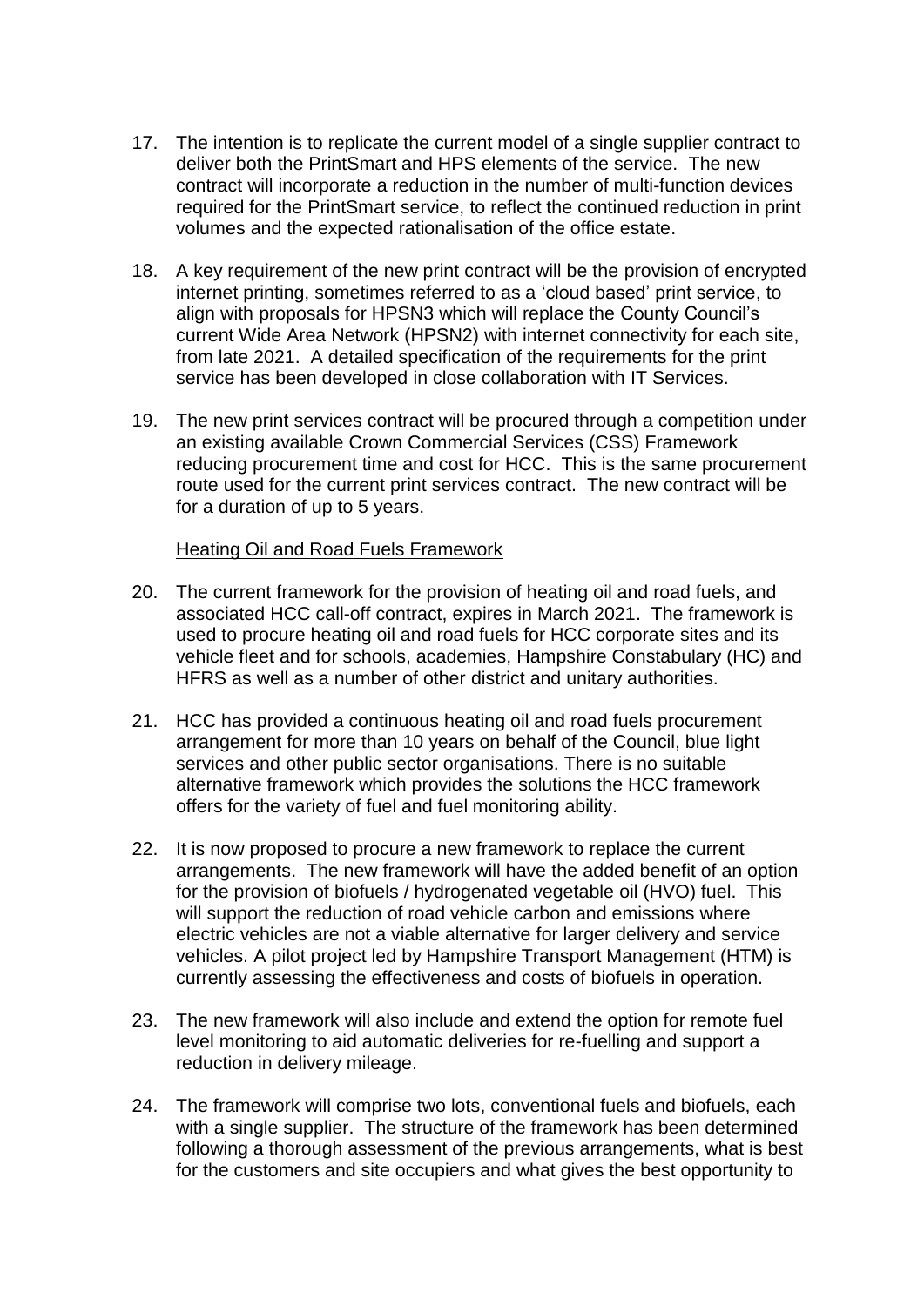17. The intention is to replicate the current model of a single supplier contract to deliver both the PrintSmart and HPS elements of the service. The new contract will incorporate a reduction in the number of multi-function devices required for the PrintSmart service, to reflect the continued reduction in print volumes and the expected rationalisation of the office estate.

18. A key requirement of the new print contract will be the provision of encrypted internet printing, sometimes referred to as a 'cloud based' print service, to align with proposals for HPSN3 which will replace the County Council's current Wide Area Network (HPSN2) with internet connectivity for each site, from late 2021. A detailed specification of the requirements for the print service has been developed in close collaboration with IT Services.

19. The new print services contract will be procured through a competition under an existing available Crown Commercial Services (CSS) Framework reducing procurement time and cost for HCC. This is the same procurement route used for the current print services contract. The new contract will be for a duration of up to 5 years.

<u>Heating Oil and Road Fuels Framework</u>

20. The current framework for the provision of heating oil and road fuels, and associated HCC call-off contract, expires in March 2021. The framework is used to procure heating oil and road fuels for HCC corporate sites and its vehicle fleet and for schools, academies, Hampshire Constabulary (HC) and HFRS as well as a number of other district and unitary authorities.

21. HCC has provided a continuous heating oil and road fuels procurement arrangement for more than 10 years on behalf of the Council, blue light services and other public sector organisations. There is no suitable alternative framework which provides the solutions the HCC framework offers for the variety of fuel and fuel monitoring ability.

22. It is now proposed to procure a new framework to replace the current arrangements. The new framework will have the added benefit of an option for the provision of biofuels / hydrogenated vegetable oil (HVO) fuel. This will support the reduction of road vehicle carbon and emissions where electric vehicles are not a viable alternative for larger delivery and service vehicles. A pilot project led by Hampshire Transport Management (HTM) is currently assessing the effectiveness and costs of biofuels in operation.

23. The new framework will also include and extend the option for remote fuel level monitoring to aid automatic deliveries for re-fuelling and support a reduction in delivery mileage.

24. The framework will comprise two lots, conventional fuels and biofuels, each with a single supplier. The structure of the framework has been determined following a thorough assessment of the previous arrangements, what is best for the customers and site occupiers and what gives the best opportunity to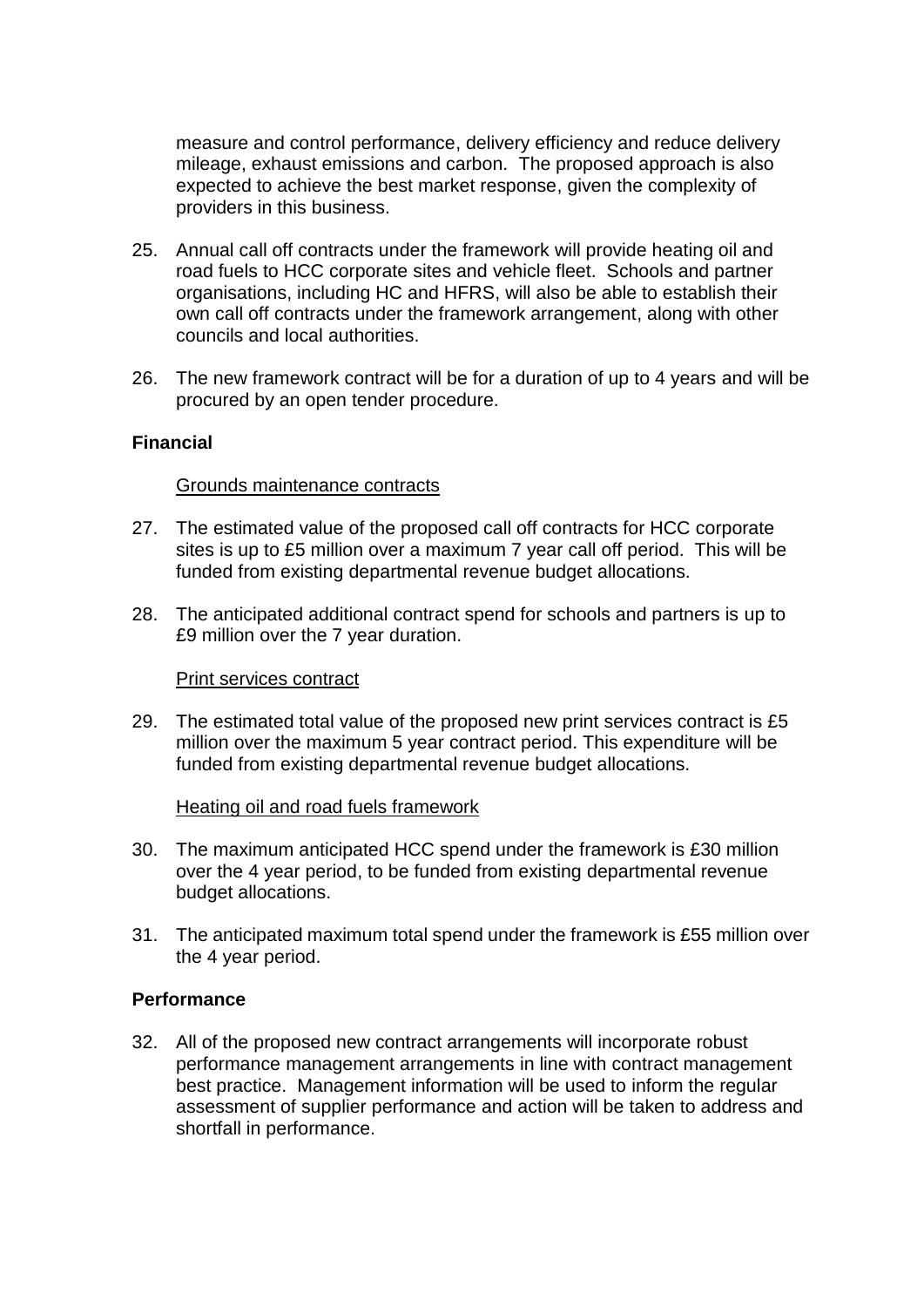measure and control performance, delivery efficiency and reduce delivery mileage, exhaust emissions and carbon. The proposed approach is also expected to achieve the best market response, given the complexity of providers in this business.

25. Annual call off contracts under the framework will provide heating oil and road fuels to HCC corporate sites and vehicle fleet. Schools and partner organisations, including HC and HFRS, will also be able to establish their own call off contracts under the framework arrangement, along with other councils and local authorities.

26. The new framework contract will be for a duration of up to 4 years and will be procured by an open tender procedure.

**Financial**

Grounds maintenance contracts

27. The estimated value of the proposed call off contracts for HCC corporate sites is up to £5 million over a maximum 7 year call off period. This will be funded from existing departmental revenue budget allocations.

28. The anticipated additional contract spend for schools and partners is up to £9 million over the 7 year duration.

Print services contract

29. The estimated total value of the proposed new print services contract is £5 million over the maximum 5 year contract period. This expenditure will be funded from existing departmental revenue budget allocations.

Heating oil and road fuels framework

30. The maximum anticipated HCC spend under the framework is £30 million over the 4 year period, to be funded from existing departmental revenue budget allocations.

31. The anticipated maximum total spend under the framework is £55 million over the 4 year period.

**Performance**

32. All of the proposed new contract arrangements will incorporate robust performance management arrangements in line with contract management best practice. Management information will be used to inform the regular assessment of supplier performance and action will be taken to address and shortfall in performance.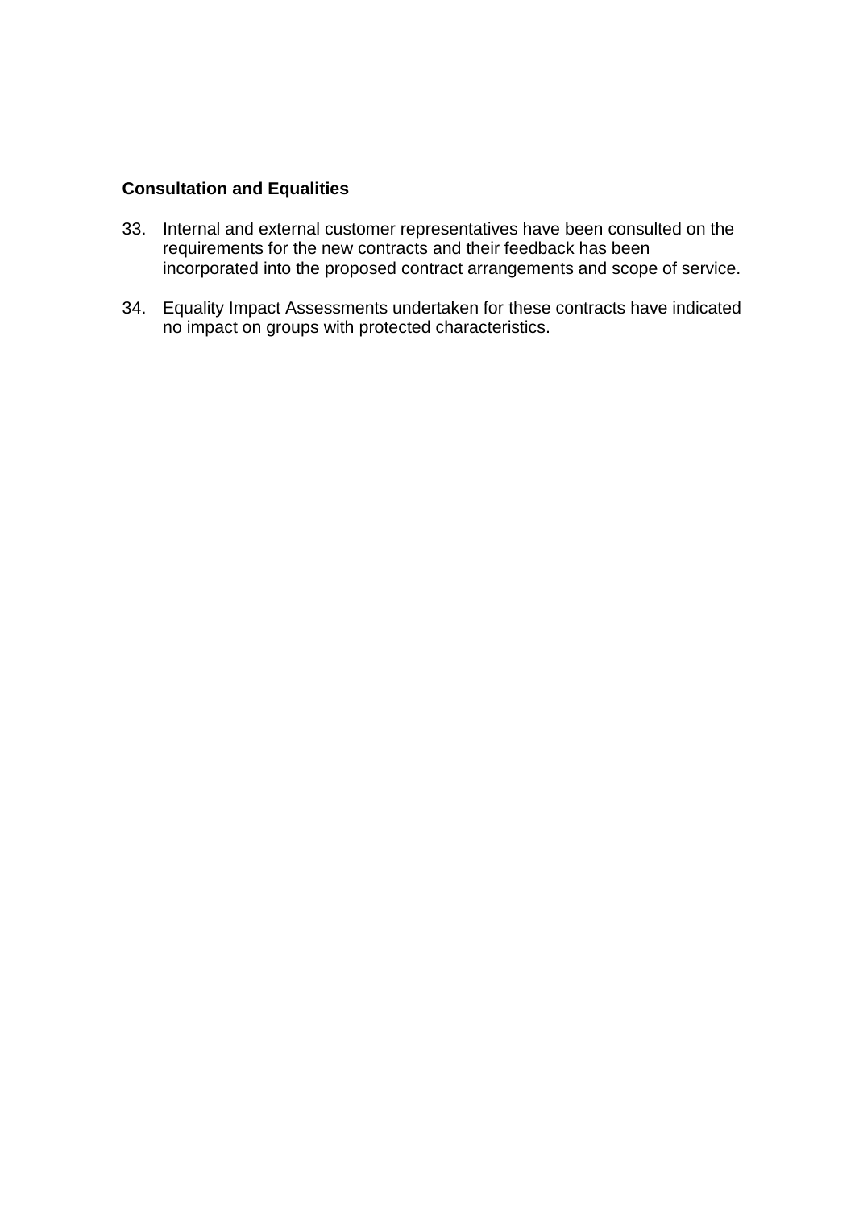**Consultation and Equalities**

33. Internal and external customer representatives have been consulted on the requirements for the new contracts and their feedback has been incorporated into the proposed contract arrangements and scope of service.

34. Equality Impact Assessments undertaken for these contracts have indicated no impact on groups with protected characteristics.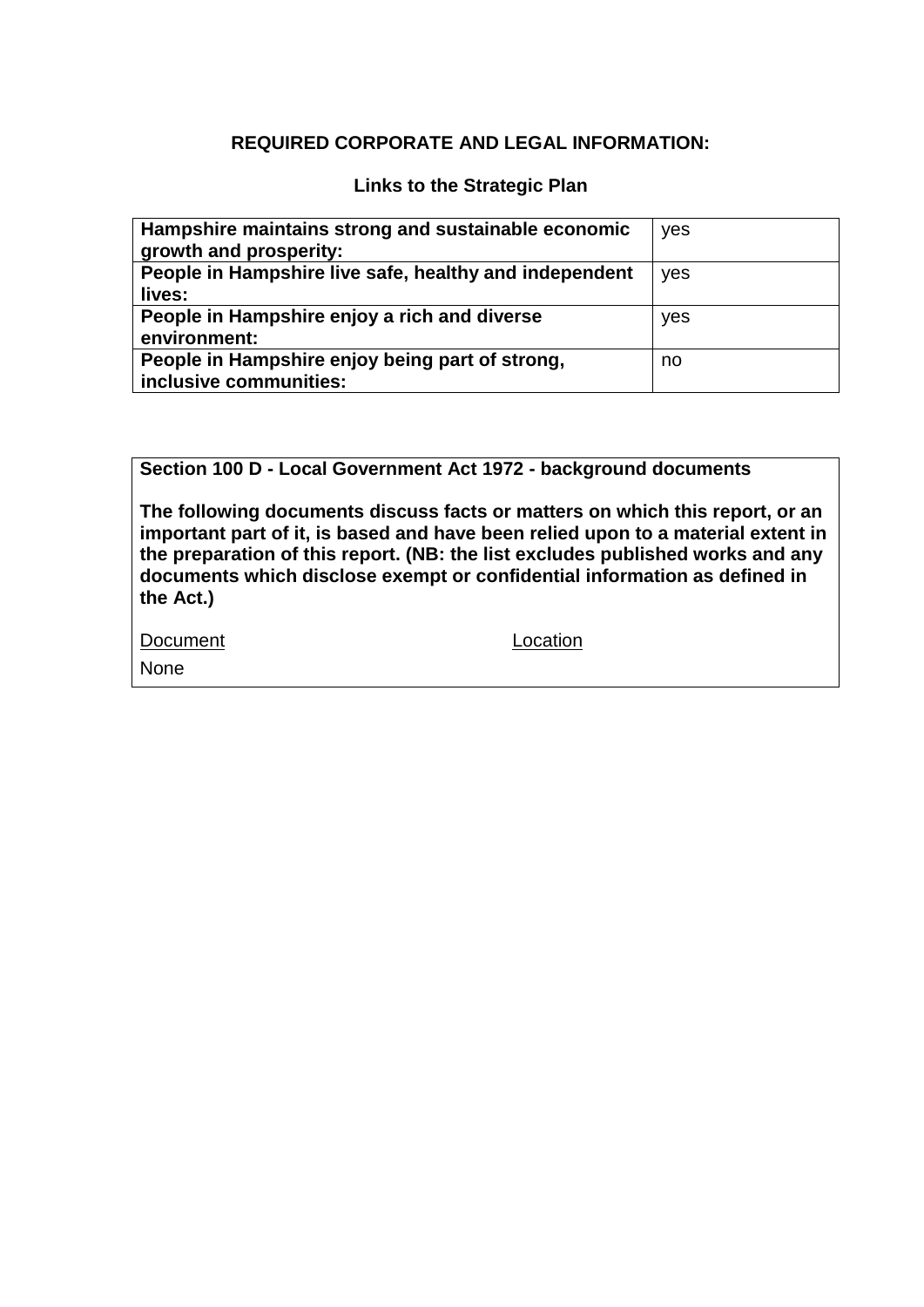**REQUIRED CORPORATE AND LEGAL INFORMATION:**

**Links to the Strategic Plan**

| | |
|---|---|
| **Hampshire maintains strong and sustainable economic growth and prosperity:** | yes |
| **People in Hampshire live safe, healthy and independent lives:** | yes |
| **People in Hampshire enjoy a rich and diverse environment:** | yes |
| **People in Hampshire enjoy being part of strong, inclusive communities:** | no |

**Section 100 D - Local Government Act 1972 - background documents**

**The following documents discuss facts or matters on which this report, or an important part of it, is based and have been relied upon to a material extent in the preparation of this report. (NB: the list excludes published works and any documents which disclose exempt or confidential information as defined in the Act.)**

| Document | Location |
|---|---|
| None | |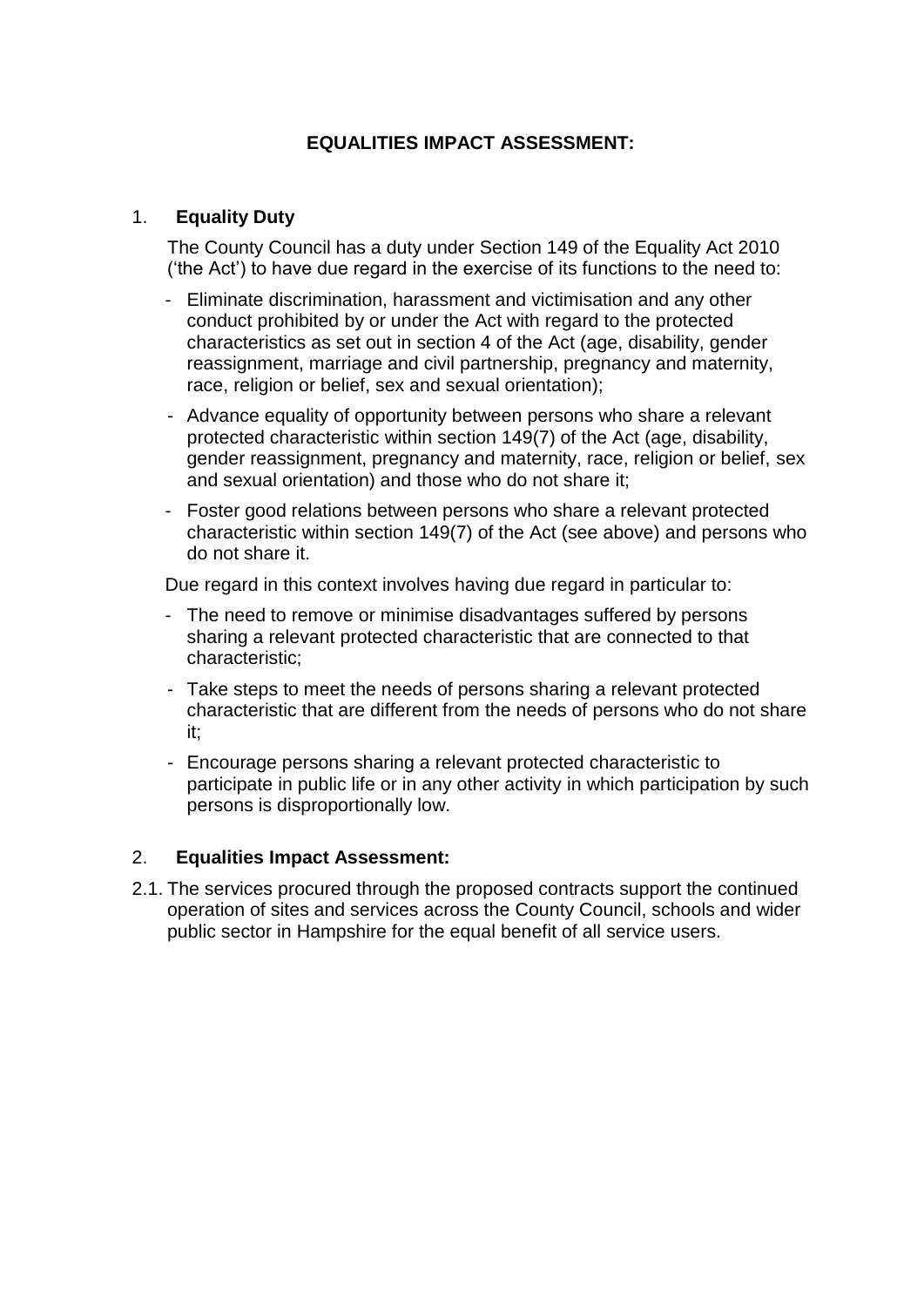# EQUALITIES IMPACT ASSESSMENT:

## 1. Equality Duty

The County Council has a duty under Section 149 of the Equality Act 2010 ('the Act') to have due regard in the exercise of its functions to the need to:

- Eliminate discrimination, harassment and victimisation and any other conduct prohibited by or under the Act with regard to the protected characteristics as set out in section 4 of the Act (age, disability, gender reassignment, marriage and civil partnership, pregnancy and maternity, race, religion or belief, sex and sexual orientation);
- Advance equality of opportunity between persons who share a relevant protected characteristic within section 149(7) of the Act (age, disability, gender reassignment, pregnancy and maternity, race, religion or belief, sex and sexual orientation) and those who do not share it;
- Foster good relations between persons who share a relevant protected characteristic within section 149(7) of the Act (see above) and persons who do not share it.

Due regard in this context involves having due regard in particular to:

- The need to remove or minimise disadvantages suffered by persons sharing a relevant protected characteristic that are connected to that characteristic;
- Take steps to meet the needs of persons sharing a relevant protected characteristic that are different from the needs of persons who do not share it;
- Encourage persons sharing a relevant protected characteristic to participate in public life or in any other activity in which participation by such persons is disproportionally low.

## 2. Equalities Impact Assessment:

2.1. The services procured through the proposed contracts support the continued operation of sites and services across the County Council, schools and wider public sector in Hampshire for the equal benefit of all service users.